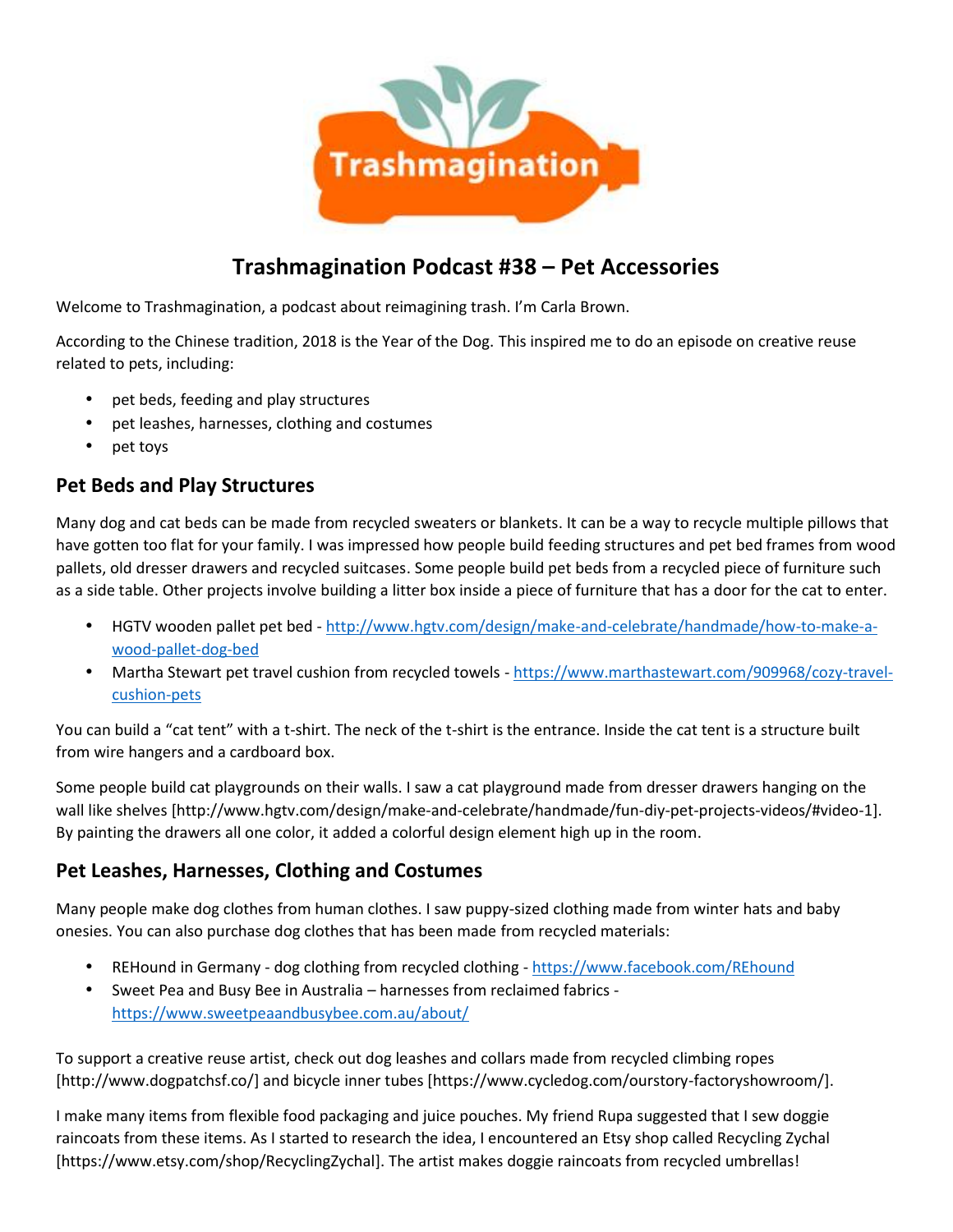# Trashmagination Podcast #38 – Pet Accessories

Welcome to Trashmagination, a podcast about reimagining trash. I'm Carla Brown.

According to the Chinese tradition, 2018 is the Year of the Dog. This inspired me to do an episode on creative reuse related to pets, including:

- pet beds, feeding and play structures
- pet leashes, harnesses, clothing and costumes
- pet toys

## Pet Beds and Play Structures

Many dog and cat beds can be made from recycled sweaters or blankets. It can be a way to recycle multiple pillows that have gotten too flat for your family. I was impressed how people build feeding structures and pet bed frames from wood pallets, old dresser drawers and recycled suitcases. Some people build pet beds from a recycled piece of furniture such as a side table. Other projects involve building a litter box inside a piece of furniture that has a door for the cat to enter.

- HGTV wooden pallet pet bed - [http://www.hgtv.com/design/make-and-celebrate/handmade/how-to-make-a-wood-pallet-dog-bed](http://www.hgtv.com/design/make-and-celebrate/handmade/how-to-make-a-wood-pallet-dog-bed)
- Martha Stewart pet travel cushion from recycled towels - [https://www.marthastewart.com/909968/cozy-travel-cushion-pets](https://www.marthastewart.com/909968/cozy-travel-cushion-pets)

You can build a "cat tent" with a t-shirt. The neck of the t-shirt is the entrance. Inside the cat tent is a structure built from wire hangers and a cardboard box.

Some people build cat playgrounds on their walls. I saw a cat playground made from dresser drawers hanging on the wall like shelves [http://www.hgtv.com/design/make-and-celebrate/handmade/fun-diy-pet-projects-videos/#video-1]. By painting the drawers all one color, it added a colorful design element high up in the room.

## Pet Leashes, Harnesses, Clothing and Costumes

Many people make dog clothes from human clothes. I saw puppy-sized clothing made from winter hats and baby onesies. You can also purchase dog clothes that has been made from recycled materials:

- REHound in Germany - dog clothing from recycled clothing - [https://www.facebook.com/REhound](https://www.facebook.com/REhound)
- Sweet Pea and Busy Bee in Australia – harnesses from reclaimed fabrics - [https://www.sweetpeaandbusybee.com.au/about/](https://www.sweetpeaandbusybee.com.au/about/)

To support a creative reuse artist, check out dog leashes and collars made from recycled climbing ropes [http://www.dogpatchsf.co/] and bicycle inner tubes [https://www.cycledog.com/ourstory-factoryshowroom/].

I make many items from flexible food packaging and juice pouches. My friend Rupa suggested that I sew doggie raincoats from these items. As I started to research the idea, I encountered an Etsy shop called Recycling Zychal [https://www.etsy.com/shop/RecyclingZychal]. The artist makes doggie raincoats from recycled umbrellas!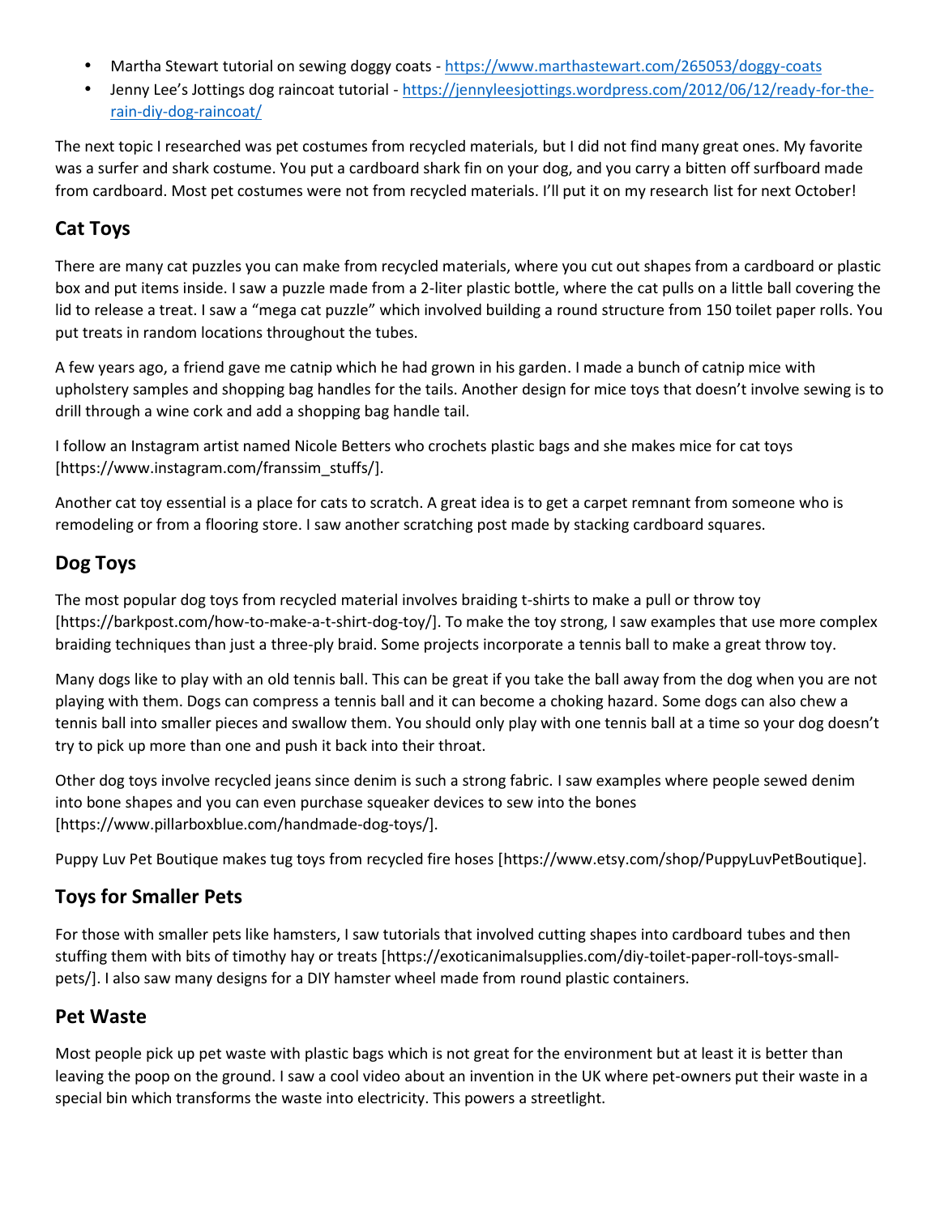- Martha Stewart tutorial on sewing doggy coats - [https://www.marthastewart.com/265053/doggy-coats](https://www.marthastewart.com/265053/doggy-coats)
- Jenny Lee's Jottings dog raincoat tutorial - [https://jennyleesjottings.wordpress.com/2012/06/12/ready-for-the-rain-diy-dog-raincoat/](https://jennyleesjottings.wordpress.com/2012/06/12/ready-for-the-rain-diy-dog-raincoat/)

The next topic I researched was pet costumes from recycled materials, but I did not find many great ones. My favorite was a surfer and shark costume. You put a cardboard shark fin on your dog, and you carry a bitten off surfboard made from cardboard. Most pet costumes were not from recycled materials. I'll put it on my research list for next October!

## Cat Toys

There are many cat puzzles you can make from recycled materials, where you cut out shapes from a cardboard or plastic box and put items inside. I saw a puzzle made from a 2-liter plastic bottle, where the cat pulls on a little ball covering the lid to release a treat. I saw a "mega cat puzzle" which involved building a round structure from 150 toilet paper rolls. You put treats in random locations throughout the tubes.

A few years ago, a friend gave me catnip which he had grown in his garden. I made a bunch of catnip mice with upholstery samples and shopping bag handles for the tails. Another design for mice toys that doesn't involve sewing is to drill through a wine cork and add a shopping bag handle tail.

I follow an Instagram artist named Nicole Betters who crochets plastic bags and she makes mice for cat toys [https://www.instagram.com/franssim_stuffs/].

Another cat toy essential is a place for cats to scratch. A great idea is to get a carpet remnant from someone who is remodeling or from a flooring store. I saw another scratching post made by stacking cardboard squares.

## Dog Toys

The most popular dog toys from recycled material involves braiding t-shirts to make a pull or throw toy [https://barkpost.com/how-to-make-a-t-shirt-dog-toy/]. To make the toy strong, I saw examples that use more complex braiding techniques than just a three-ply braid. Some projects incorporate a tennis ball to make a great throw toy.

Many dogs like to play with an old tennis ball. This can be great if you take the ball away from the dog when you are not playing with them. Dogs can compress a tennis ball and it can become a choking hazard. Some dogs can also chew a tennis ball into smaller pieces and swallow them. You should only play with one tennis ball at a time so your dog doesn't try to pick up more than one and push it back into their throat.

Other dog toys involve recycled jeans since denim is such a strong fabric. I saw examples where people sewed denim into bone shapes and you can even purchase squeaker devices to sew into the bones [https://www.pillarboxblue.com/handmade-dog-toys/].

Puppy Luv Pet Boutique makes tug toys from recycled fire hoses [https://www.etsy.com/shop/PuppyLuvPetBoutique].

## Toys for Smaller Pets

For those with smaller pets like hamsters, I saw tutorials that involved cutting shapes into cardboard tubes and then stuffing them with bits of timothy hay or treats [https://exoticanimalsupplies.com/diy-toilet-paper-roll-toys-small-pets/]. I also saw many designs for a DIY hamster wheel made from round plastic containers.

## Pet Waste

Most people pick up pet waste with plastic bags which is not great for the environment but at least it is better than leaving the poop on the ground. I saw a cool video about an invention in the UK where pet-owners put their waste in a special bin which transforms the waste into electricity. This powers a streetlight.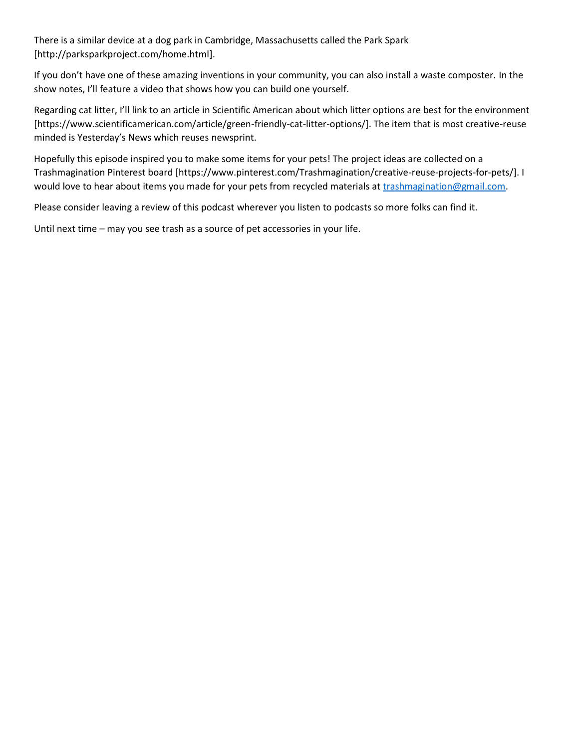There is a similar device at a dog park in Cambridge, Massachusetts called the Park Spark [http://parksparkproject.com/home.html].

If you don't have one of these amazing inventions in your community, you can also install a waste composter. In the show notes, I'll feature a video that shows how you can build one yourself.

Regarding cat litter, I'll link to an article in Scientific American about which litter options are best for the environment [https://www.scientificamerican.com/article/green-friendly-cat-litter-options/]. The item that is most creative-reuse minded is Yesterday's News which reuses newsprint.

Hopefully this episode inspired you to make some items for your pets! The project ideas are collected on a Trashmagination Pinterest board [https://www.pinterest.com/Trashmagination/creative-reuse-projects-for-pets/]. I would love to hear about items you made for your pets from recycled materials at trashmagination@gmail.com.

Please consider leaving a review of this podcast wherever you listen to podcasts so more folks can find it.

Until next time – may you see trash as a source of pet accessories in your life.